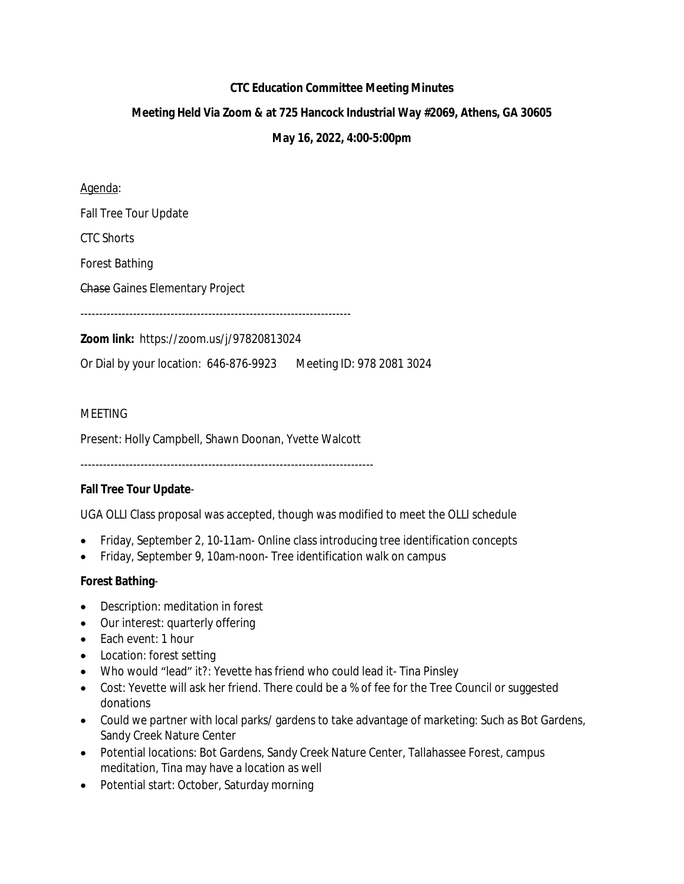**CTC Education Committee Meeting Minutes**

**Meeting Held Via Zoom & at 725 Hancock Industrial Way #2069, Athens, GA 30605**

**May 16, 2022, 4:00-5:00pm**

Agenda:

Fall Tree Tour Update

CTC Shorts

Forest Bathing

~~Chase~~ Gaines Elementary Project

-----------------------------------------------------------------------

**Zoom link:** https://zoom.us/j/97820813024

Or Dial by your location: 646-876-9923 Meeting ID: 978 2081 3024

MEETING

Present: Holly Campbell, Shawn Doonan, Yvette Walcott

-----------------------------------------------------------------------------

**Fall Tree Tour Update**-

UGA OLLI Class proposal was accepted, though was modified to meet the OLLI schedule

- Friday, September 2, 10-11am- Online class introducing tree identification concepts
- Friday, September 9, 10am-noon- Tree identification walk on campus

**Forest Bathing**-

- Description: meditation in forest
- Our interest: quarterly offering
- Each event: 1 hour
- Location: forest setting
- Who would "lead" it?: Yvette has friend who could lead it- Tina Pinsley
- Cost: Yvette will ask her friend. There could be a % of fee for the Tree Council or suggested donations
- Could we partner with local parks/ gardens to take advantage of marketing: Such as Bot Gardens, Sandy Creek Nature Center
- Potential locations: Bot Gardens, Sandy Creek Nature Center, Tallahassee Forest, campus meditation, Tina may have a location as well
- Potential start: October, Saturday morning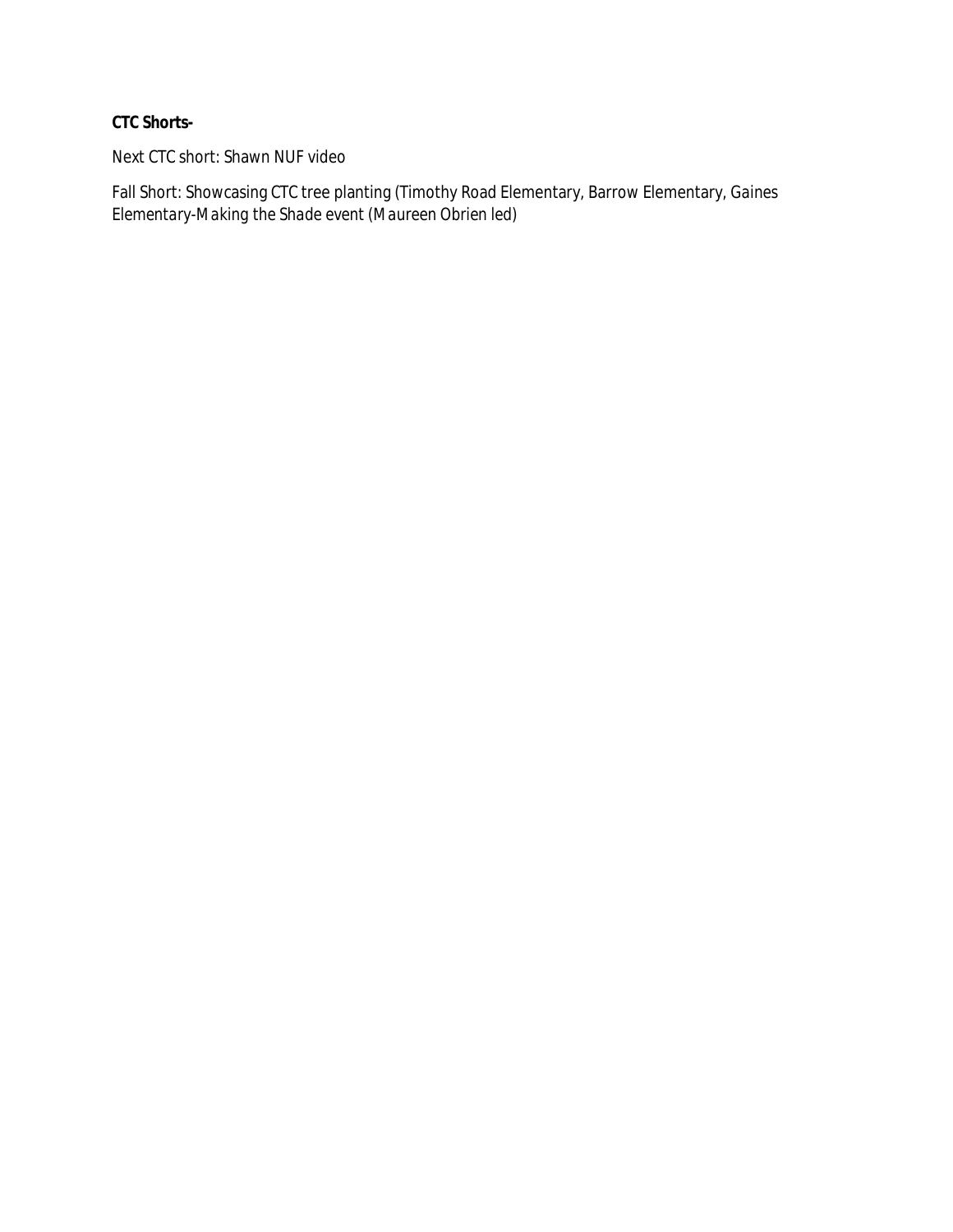**CTC Shorts-**

Next CTC short: Shawn NUF video

Fall Short: Showcasing CTC tree planting (Timothy Road Elementary, Barrow Elementary, Gaines Elementary-Making the Shade event (Maureen Obrien led)